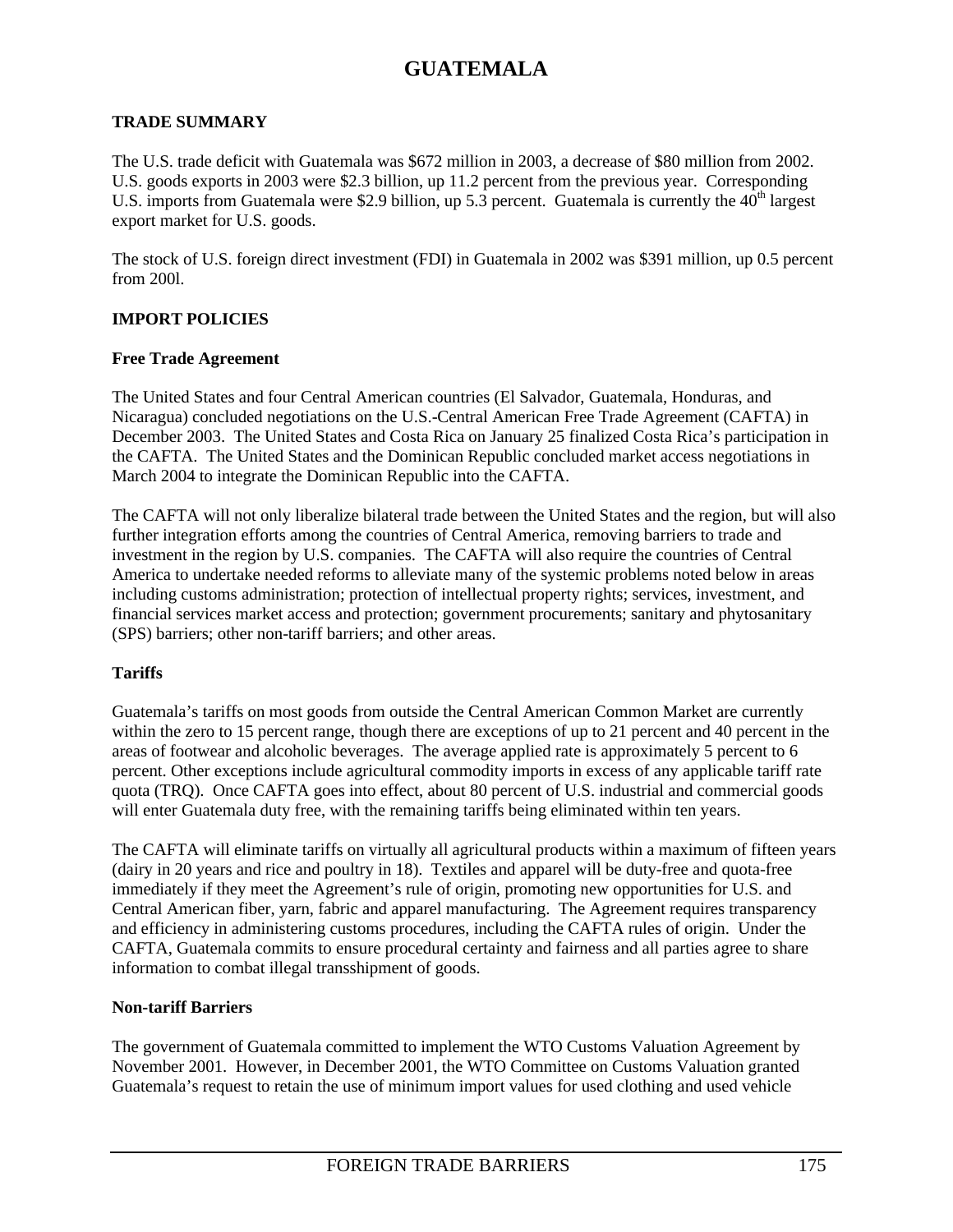# GUATEMALA

## TRADE SUMMARY

The U.S. trade deficit with Guatemala was $672 million in 2003, a decrease of $80 million from 2002. U.S. goods exports in 2003 were $2.3 billion, up 11.2 percent from the previous year. Corresponding U.S. imports from Guatemala were $2.9 billion, up 5.3 percent. Guatemala is currently the 40th largest export market for U.S. goods.

The stock of U.S. foreign direct investment (FDI) in Guatemala in 2002 was $391 million, up 0.5 percent from 200l.

## IMPORT POLICIES

### Free Trade Agreement

The United States and four Central American countries (El Salvador, Guatemala, Honduras, and Nicaragua) concluded negotiations on the U.S.-Central American Free Trade Agreement (CAFTA) in December 2003. The United States and Costa Rica on January 25 finalized Costa Rica's participation in the CAFTA. The United States and the Dominican Republic concluded market access negotiations in March 2004 to integrate the Dominican Republic into the CAFTA.

The CAFTA will not only liberalize bilateral trade between the United States and the region, but will also further integration efforts among the countries of Central America, removing barriers to trade and investment in the region by U.S. companies. The CAFTA will also require the countries of Central America to undertake needed reforms to alleviate many of the systemic problems noted below in areas including customs administration; protection of intellectual property rights; services, investment, and financial services market access and protection; government procurements; sanitary and phytosanitary (SPS) barriers; other non-tariff barriers; and other areas.

### Tariffs

Guatemala's tariffs on most goods from outside the Central American Common Market are currently within the zero to 15 percent range, though there are exceptions of up to 21 percent and 40 percent in the areas of footwear and alcoholic beverages. The average applied rate is approximately 5 percent to 6 percent. Other exceptions include agricultural commodity imports in excess of any applicable tariff rate quota (TRQ). Once CAFTA goes into effect, about 80 percent of U.S. industrial and commercial goods will enter Guatemala duty free, with the remaining tariffs being eliminated within ten years.

The CAFTA will eliminate tariffs on virtually all agricultural products within a maximum of fifteen years (dairy in 20 years and rice and poultry in 18). Textiles and apparel will be duty-free and quota-free immediately if they meet the Agreement's rule of origin, promoting new opportunities for U.S. and Central American fiber, yarn, fabric and apparel manufacturing. The Agreement requires transparency and efficiency in administering customs procedures, including the CAFTA rules of origin. Under the CAFTA, Guatemala commits to ensure procedural certainty and fairness and all parties agree to share information to combat illegal transshipment of goods.

### Non-tariff Barriers

The government of Guatemala committed to implement the WTO Customs Valuation Agreement by November 2001. However, in December 2001, the WTO Committee on Customs Valuation granted Guatemala's request to retain the use of minimum import values for used clothing and used vehicle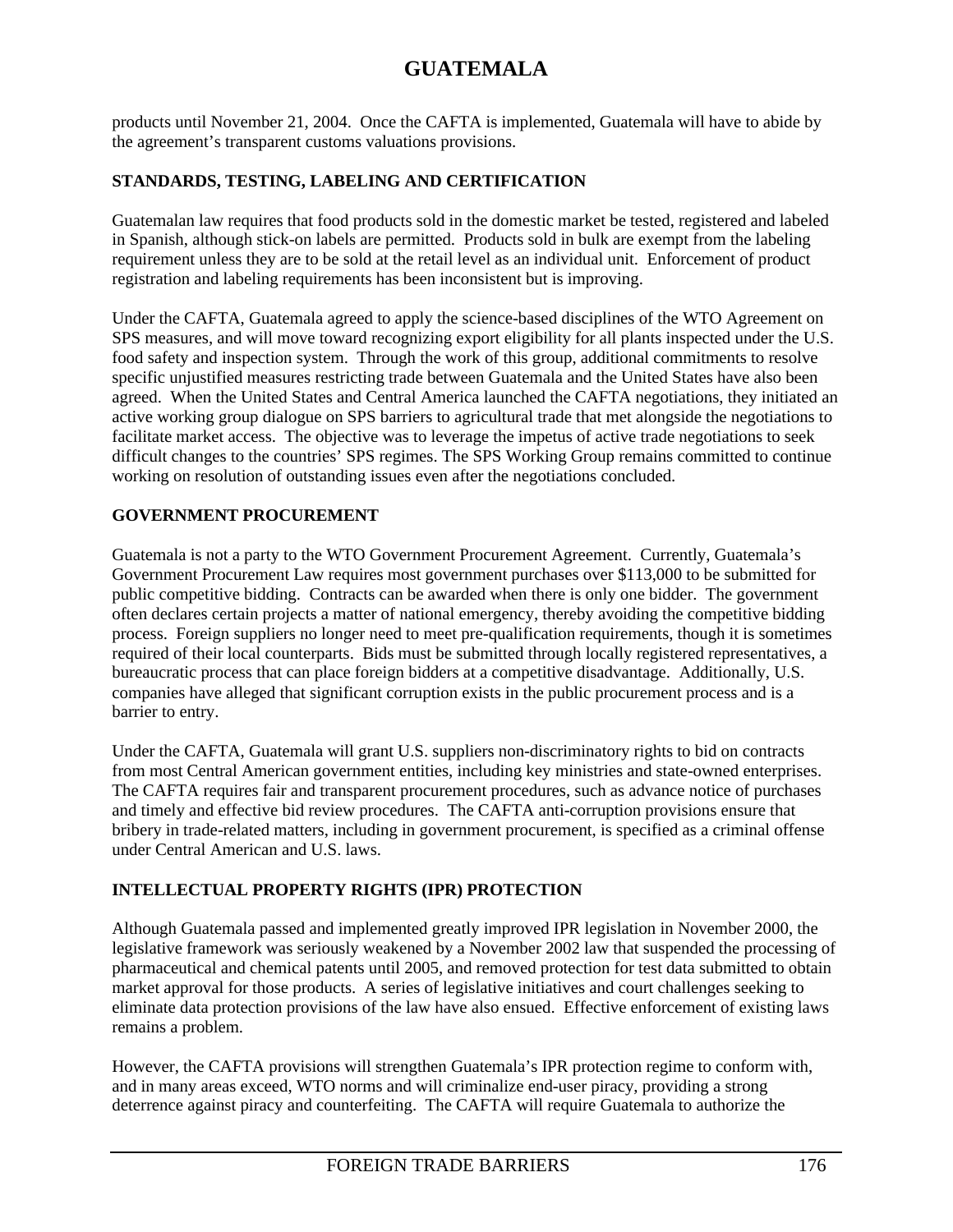products until November 21, 2004. Once the CAFTA is implemented, Guatemala will have to abide by the agreement's transparent customs valuations provisions.

## STANDARDS, TESTING, LABELING AND CERTIFICATION

Guatemalan law requires that food products sold in the domestic market be tested, registered and labeled in Spanish, although stick-on labels are permitted. Products sold in bulk are exempt from the labeling requirement unless they are to be sold at the retail level as an individual unit. Enforcement of product registration and labeling requirements has been inconsistent but is improving.

Under the CAFTA, Guatemala agreed to apply the science-based disciplines of the WTO Agreement on SPS measures, and will move toward recognizing export eligibility for all plants inspected under the U.S. food safety and inspection system. Through the work of this group, additional commitments to resolve specific unjustified measures restricting trade between Guatemala and the United States have also been agreed. When the United States and Central America launched the CAFTA negotiations, they initiated an active working group dialogue on SPS barriers to agricultural trade that met alongside the negotiations to facilitate market access. The objective was to leverage the impetus of active trade negotiations to seek difficult changes to the countries' SPS regimes. The SPS Working Group remains committed to continue working on resolution of outstanding issues even after the negotiations concluded.

## GOVERNMENT PROCUREMENT

Guatemala is not a party to the WTO Government Procurement Agreement. Currently, Guatemala's Government Procurement Law requires most government purchases over $113,000 to be submitted for public competitive bidding. Contracts can be awarded when there is only one bidder. The government often declares certain projects a matter of national emergency, thereby avoiding the competitive bidding process. Foreign suppliers no longer need to meet pre-qualification requirements, though it is sometimes required of their local counterparts. Bids must be submitted through locally registered representatives, a bureaucratic process that can place foreign bidders at a competitive disadvantage. Additionally, U.S. companies have alleged that significant corruption exists in the public procurement process and is a barrier to entry.

Under the CAFTA, Guatemala will grant U.S. suppliers non-discriminatory rights to bid on contracts from most Central American government entities, including key ministries and state-owned enterprises. The CAFTA requires fair and transparent procurement procedures, such as advance notice of purchases and timely and effective bid review procedures. The CAFTA anti-corruption provisions ensure that bribery in trade-related matters, including in government procurement, is specified as a criminal offense under Central American and U.S. laws.

## INTELLECTUAL PROPERTY RIGHTS (IPR) PROTECTION

Although Guatemala passed and implemented greatly improved IPR legislation in November 2000, the legislative framework was seriously weakened by a November 2002 law that suspended the processing of pharmaceutical and chemical patents until 2005, and removed protection for test data submitted to obtain market approval for those products. A series of legislative initiatives and court challenges seeking to eliminate data protection provisions of the law have also ensued. Effective enforcement of existing laws remains a problem.

However, the CAFTA provisions will strengthen Guatemala's IPR protection regime to conform with, and in many areas exceed, WTO norms and will criminalize end-user piracy, providing a strong deterrence against piracy and counterfeiting. The CAFTA will require Guatemala to authorize the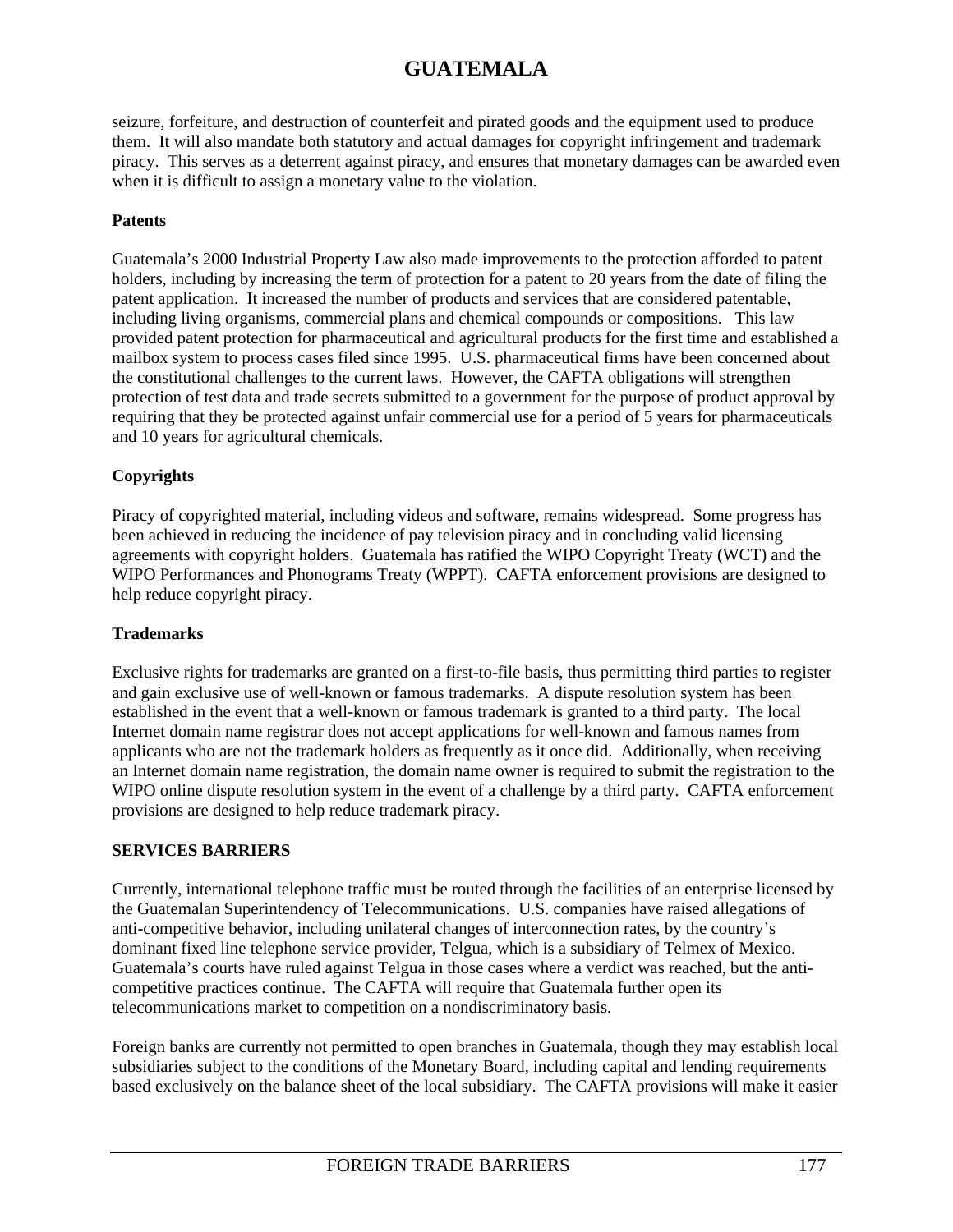seizure, forfeiture, and destruction of counterfeit and pirated goods and the equipment used to produce them. It will also mandate both statutory and actual damages for copyright infringement and trademark piracy. This serves as a deterrent against piracy, and ensures that monetary damages can be awarded even when it is difficult to assign a monetary value to the violation.

**Patents**

Guatemala's 2000 Industrial Property Law also made improvements to the protection afforded to patent holders, including by increasing the term of protection for a patent to 20 years from the date of filing the patent application. It increased the number of products and services that are considered patentable, including living organisms, commercial plans and chemical compounds or compositions. This law provided patent protection for pharmaceutical and agricultural products for the first time and established a mailbox system to process cases filed since 1995. U.S. pharmaceutical firms have been concerned about the constitutional challenges to the current laws. However, the CAFTA obligations will strengthen protection of test data and trade secrets submitted to a government for the purpose of product approval by requiring that they be protected against unfair commercial use for a period of 5 years for pharmaceuticals and 10 years for agricultural chemicals.

**Copyrights**

Piracy of copyrighted material, including videos and software, remains widespread. Some progress has been achieved in reducing the incidence of pay television piracy and in concluding valid licensing agreements with copyright holders. Guatemala has ratified the WIPO Copyright Treaty (WCT) and the WIPO Performances and Phonograms Treaty (WPPT). CAFTA enforcement provisions are designed to help reduce copyright piracy.

**Trademarks**

Exclusive rights for trademarks are granted on a first-to-file basis, thus permitting third parties to register and gain exclusive use of well-known or famous trademarks. A dispute resolution system has been established in the event that a well-known or famous trademark is granted to a third party. The local Internet domain name registrar does not accept applications for well-known and famous names from applicants who are not the trademark holders as frequently as it once did. Additionally, when receiving an Internet domain name registration, the domain name owner is required to submit the registration to the WIPO online dispute resolution system in the event of a challenge by a third party. CAFTA enforcement provisions are designed to help reduce trademark piracy.

**SERVICES BARRIERS**

Currently, international telephone traffic must be routed through the facilities of an enterprise licensed by the Guatemalan Superintendency of Telecommunications. U.S. companies have raised allegations of anti-competitive behavior, including unilateral changes of interconnection rates, by the country's dominant fixed line telephone service provider, Telgua, which is a subsidiary of Telmex of Mexico. Guatemala's courts have ruled against Telgua in those cases where a verdict was reached, but the anti-competitive practices continue. The CAFTA will require that Guatemala further open its telecommunications market to competition on a nondiscriminatory basis.

Foreign banks are currently not permitted to open branches in Guatemala, though they may establish local subsidiaries subject to the conditions of the Monetary Board, including capital and lending requirements based exclusively on the balance sheet of the local subsidiary. The CAFTA provisions will make it easier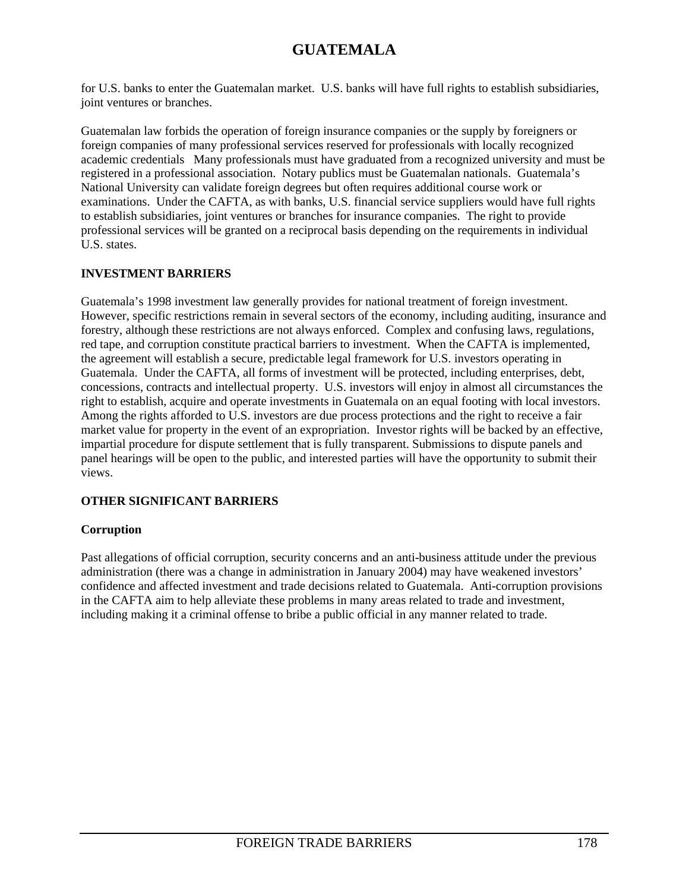for U.S. banks to enter the Guatemalan market. U.S. banks will have full rights to establish subsidiaries, joint ventures or branches.

Guatemalan law forbids the operation of foreign insurance companies or the supply by foreigners or foreign companies of many professional services reserved for professionals with locally recognized academic credentials Many professionals must have graduated from a recognized university and must be registered in a professional association. Notary publics must be Guatemalan nationals. Guatemala's National University can validate foreign degrees but often requires additional course work or examinations. Under the CAFTA, as with banks, U.S. financial service suppliers would have full rights to establish subsidiaries, joint ventures or branches for insurance companies. The right to provide professional services will be granted on a reciprocal basis depending on the requirements in individual U.S. states.

## INVESTMENT BARRIERS

Guatemala's 1998 investment law generally provides for national treatment of foreign investment. However, specific restrictions remain in several sectors of the economy, including auditing, insurance and forestry, although these restrictions are not always enforced. Complex and confusing laws, regulations, red tape, and corruption constitute practical barriers to investment. When the CAFTA is implemented, the agreement will establish a secure, predictable legal framework for U.S. investors operating in Guatemala. Under the CAFTA, all forms of investment will be protected, including enterprises, debt, concessions, contracts and intellectual property. U.S. investors will enjoy in almost all circumstances the right to establish, acquire and operate investments in Guatemala on an equal footing with local investors. Among the rights afforded to U.S. investors are due process protections and the right to receive a fair market value for property in the event of an expropriation. Investor rights will be backed by an effective, impartial procedure for dispute settlement that is fully transparent. Submissions to dispute panels and panel hearings will be open to the public, and interested parties will have the opportunity to submit their views.

## OTHER SIGNIFICANT BARRIERS

### Corruption

Past allegations of official corruption, security concerns and an anti-business attitude under the previous administration (there was a change in administration in January 2004) may have weakened investors' confidence and affected investment and trade decisions related to Guatemala. Anti-corruption provisions in the CAFTA aim to help alleviate these problems in many areas related to trade and investment, including making it a criminal offense to bribe a public official in any manner related to trade.